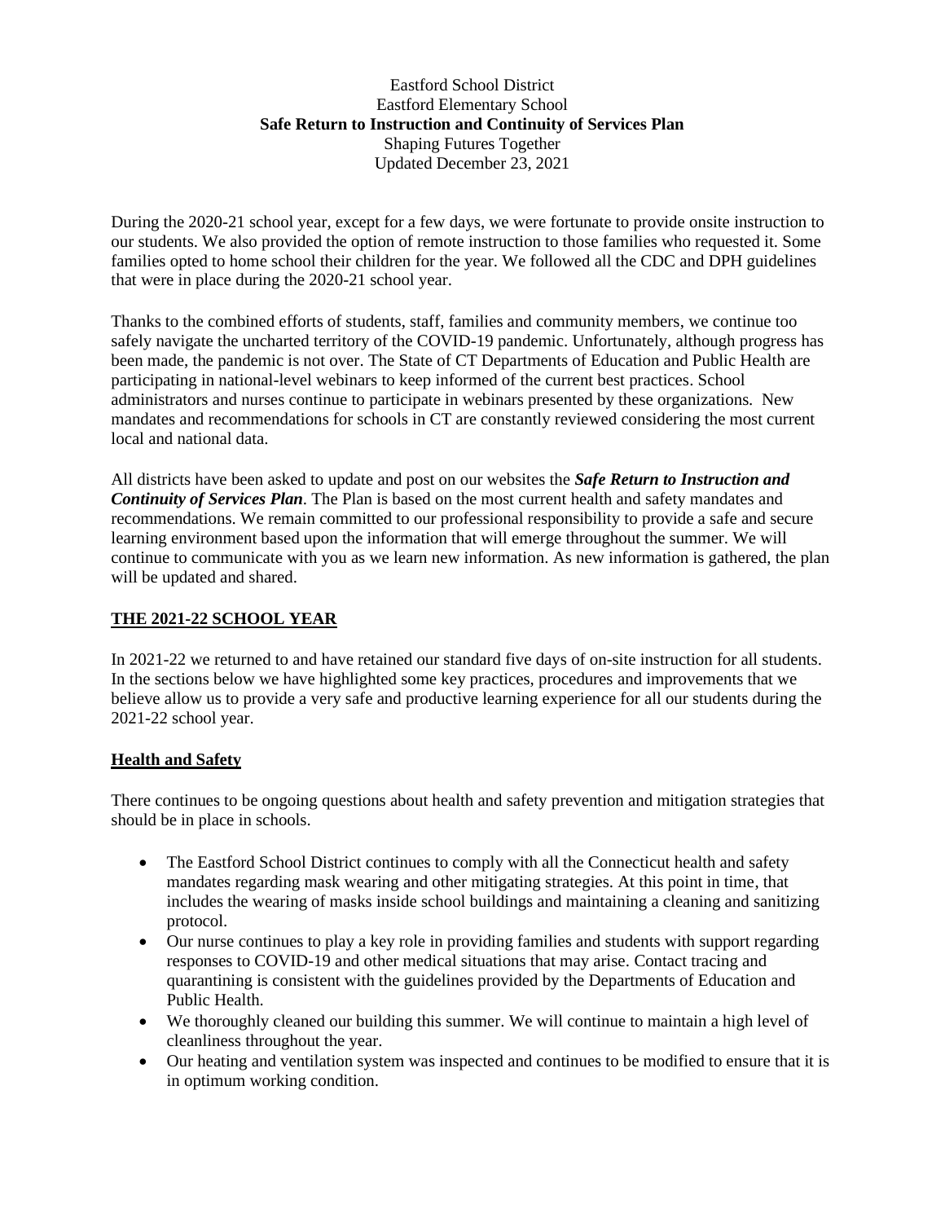Eastford School District

Eastford Elementary School

**Safe Return to Instruction and Continuity of Services Plan**

Shaping Futures Together

Updated December 23, 2021

During the 2020-21 school year, except for a few days, we were fortunate to provide onsite instruction to our students. We also provided the option of remote instruction to those families who requested it. Some families opted to home school their children for the year. We followed all the CDC and DPH guidelines that were in place during the 2020-21 school year.

Thanks to the combined efforts of students, staff, families and community members, we continue too safely navigate the uncharted territory of the COVID-19 pandemic. Unfortunately, although progress has been made, the pandemic is not over. The State of CT Departments of Education and Public Health are participating in national-level webinars to keep informed of the current best practices. School administrators and nurses continue to participate in webinars presented by these organizations. New mandates and recommendations for schools in CT are constantly reviewed considering the most current local and national data.

All districts have been asked to update and post on our websites the ***Safe Return to Instruction and Continuity of Services Plan***. The Plan is based on the most current health and safety mandates and recommendations. We remain committed to our professional responsibility to provide a safe and secure learning environment based upon the information that will emerge throughout the summer. We will continue to communicate with you as we learn new information. As new information is gathered, the plan will be updated and shared.

## THE 2021-22 SCHOOL YEAR

In 2021-22 we returned to and have retained our standard five days of on-site instruction for all students. In the sections below we have highlighted some key practices, procedures and improvements that we believe allow us to provide a very safe and productive learning experience for all our students during the 2021-22 school year.

## Health and Safety

There continues to be ongoing questions about health and safety prevention and mitigation strategies that should be in place in schools.

- The Eastford School District continues to comply with all the Connecticut health and safety mandates regarding mask wearing and other mitigating strategies. At this point in time, that includes the wearing of masks inside school buildings and maintaining a cleaning and sanitizing protocol.
- Our nurse continues to play a key role in providing families and students with support regarding responses to COVID-19 and other medical situations that may arise. Contact tracing and quarantining is consistent with the guidelines provided by the Departments of Education and Public Health.
- We thoroughly cleaned our building this summer. We will continue to maintain a high level of cleanliness throughout the year.
- Our heating and ventilation system was inspected and continues to be modified to ensure that it is in optimum working condition.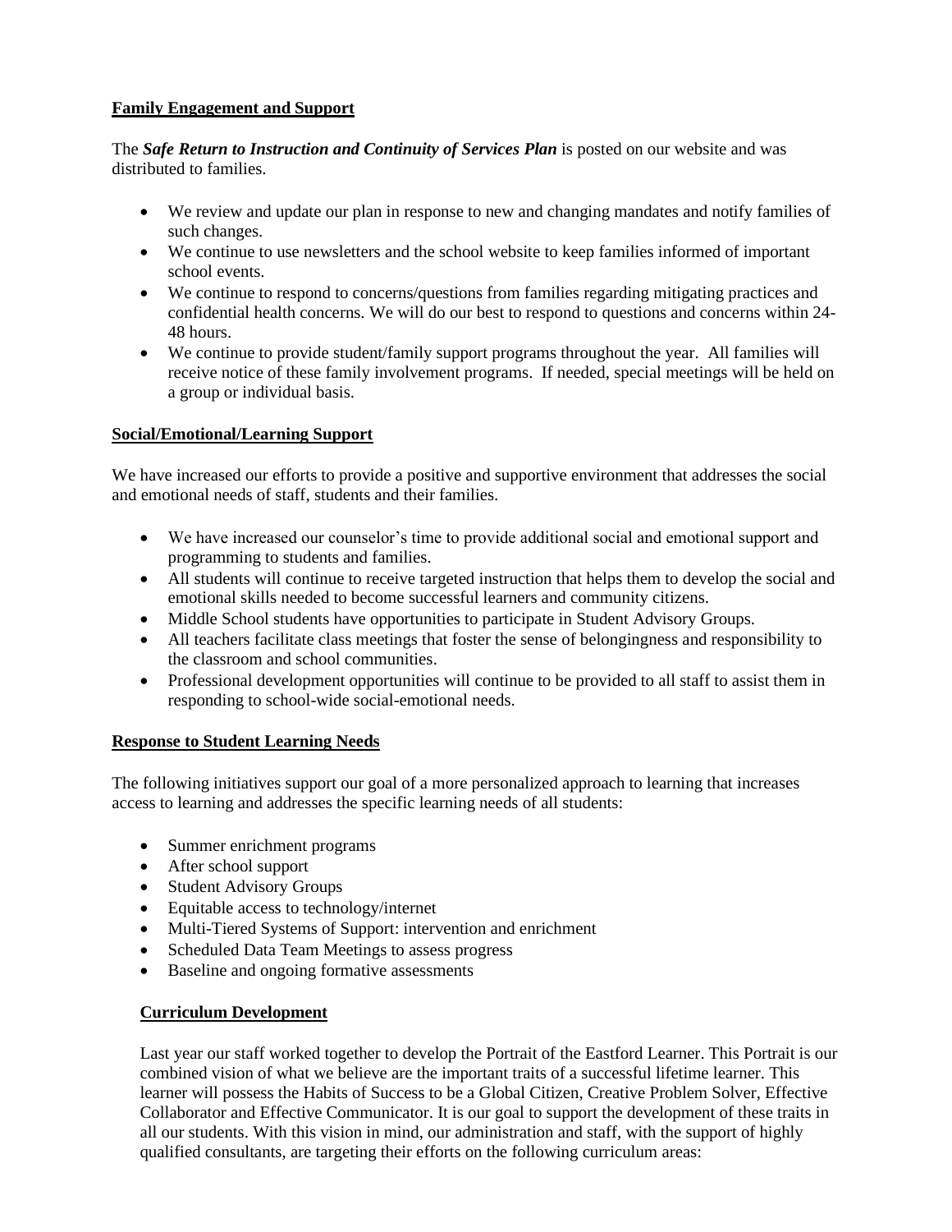**Family Engagement and Support**

The ***Safe Return to Instruction and Continuity of Services Plan*** is posted on our website and was distributed to families.

- We review and update our plan in response to new and changing mandates and notify families of such changes.
- We continue to use newsletters and the school website to keep families informed of important school events.
- We continue to respond to concerns/questions from families regarding mitigating practices and confidential health concerns. We will do our best to respond to questions and concerns within 24-48 hours.
- We continue to provide student/family support programs throughout the year. All families will receive notice of these family involvement programs. If needed, special meetings will be held on a group or individual basis.

**Social/Emotional/Learning Support**

We have increased our efforts to provide a positive and supportive environment that addresses the social and emotional needs of staff, students and their families.

- We have increased our counselor's time to provide additional social and emotional support and programming to students and families.
- All students will continue to receive targeted instruction that helps them to develop the social and emotional skills needed to become successful learners and community citizens.
- Middle School students have opportunities to participate in Student Advisory Groups.
- All teachers facilitate class meetings that foster the sense of belongingness and responsibility to the classroom and school communities.
- Professional development opportunities will continue to be provided to all staff to assist them in responding to school-wide social-emotional needs.

**Response to Student Learning Needs**

The following initiatives support our goal of a more personalized approach to learning that increases access to learning and addresses the specific learning needs of all students:

- Summer enrichment programs
- After school support
- Student Advisory Groups
- Equitable access to technology/internet
- Multi-Tiered Systems of Support: intervention and enrichment
- Scheduled Data Team Meetings to assess progress
- Baseline and ongoing formative assessments

**Curriculum Development**

Last year our staff worked together to develop the Portrait of the Eastford Learner. This Portrait is our combined vision of what we believe are the important traits of a successful lifetime learner. This learner will possess the Habits of Success to be a Global Citizen, Creative Problem Solver, Effective Collaborator and Effective Communicator. It is our goal to support the development of these traits in all our students. With this vision in mind, our administration and staff, with the support of highly qualified consultants, are targeting their efforts on the following curriculum areas: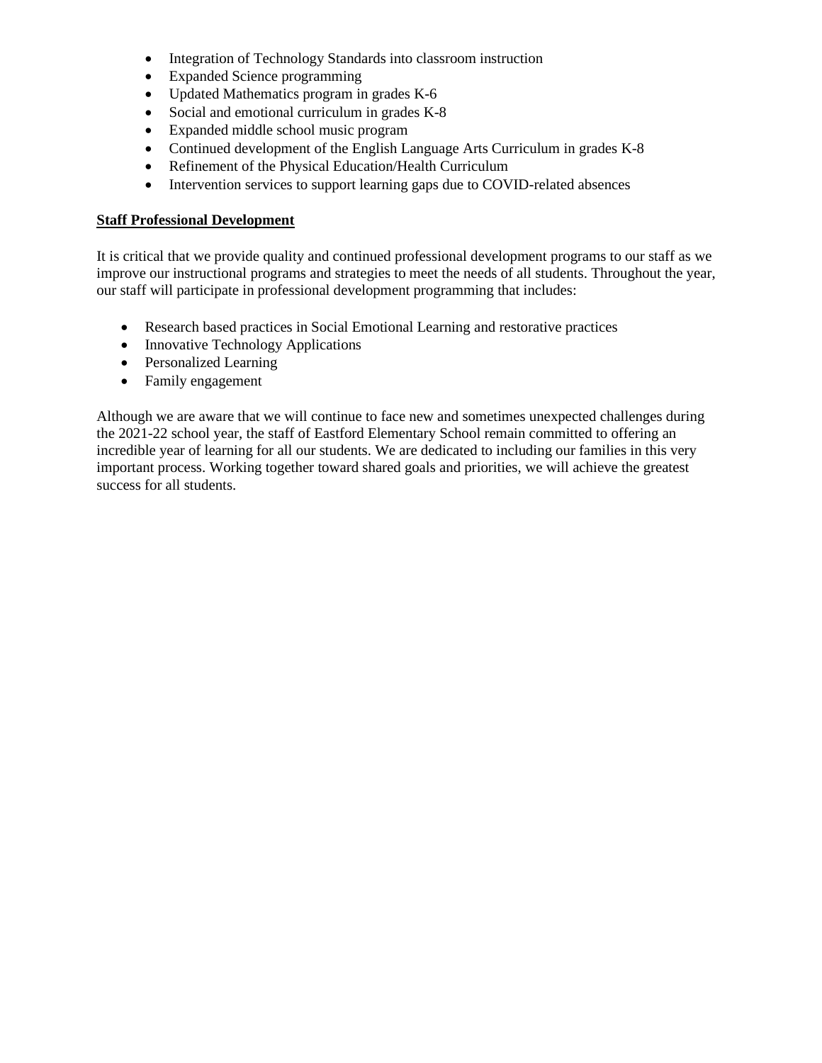- Integration of Technology Standards into classroom instruction
- Expanded Science programming
- Updated Mathematics program in grades K-6
- Social and emotional curriculum in grades K-8
- Expanded middle school music program
- Continued development of the English Language Arts Curriculum in grades K-8
- Refinement of the Physical Education/Health Curriculum
- Intervention services to support learning gaps due to COVID-related absences

**Staff Professional Development**

It is critical that we provide quality and continued professional development programs to our staff as we improve our instructional programs and strategies to meet the needs of all students. Throughout the year, our staff will participate in professional development programming that includes:

- Research based practices in Social Emotional Learning and restorative practices
- Innovative Technology Applications
- Personalized Learning
- Family engagement

Although we are aware that we will continue to face new and sometimes unexpected challenges during the 2021-22 school year, the staff of Eastford Elementary School remain committed to offering an incredible year of learning for all our students. We are dedicated to including our families in this very important process. Working together toward shared goals and priorities, we will achieve the greatest success for all students.